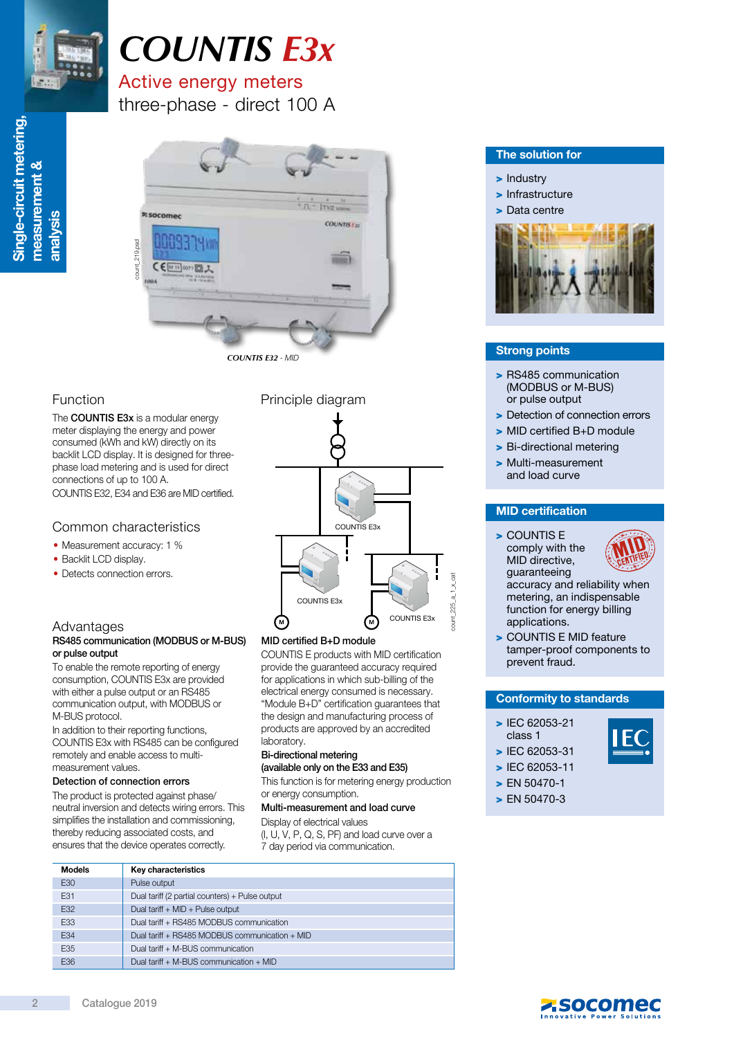# COUNTIS E3x

## Active energy meters
three-phase - direct 100 A

*COUNTIS E32 - MID*

## Function

The **COUNTIS E3x** is a modular energy meter displaying the energy and power consumed (kWh and kW) directly on its backlit LCD display. It is designed for three-phase load metering and is used for direct connections of up to 100 A.
COUNTIS E32, E34 and E36 are MID certified.

## Common characteristics

- Measurement accuracy: 1 %
- Backlit LCD display.
- Detects connection errors.

## Principle diagram

COUNTIS E3x

COUNTIS E3x

COUNTIS E3x

## Advantages

**RS485 communication (MODBUS or M-BUS) or pulse output**

To enable the remote reporting of energy consumption, COUNTIS E3x are provided with either a pulse output or an RS485 communication output, with MODBUS or M-BUS protocol.
In addition to their reporting functions, COUNTIS E3x with RS485 can be configured remotely and enable access to multi-measurement values.

**Detection of connection errors**

The product is protected against phase/neutral inversion and detects wiring errors. This simplifies the installation and commissioning, thereby reducing associated costs, and ensures that the device operates correctly.

**MID certified B+D module**

COUNTIS E products with MID certification provide the guaranteed accuracy required for applications in which sub-billing of the electrical energy consumed is necessary. “Module B+D” certification guarantees that the design and manufacturing process of products are approved by an accredited laboratory.

**Bi-directional metering (available only on the E33 and E35)**

This function is for metering energy production or energy consumption.

**Multi-measurement and load curve**

Display of electrical values (I, U, V, P, Q, S, PF) and load curve over a 7 day period via communication.

| Models | Key characteristics |
|---|---|
| E30 | Pulse output |
| E31 | Dual tariff (2 partial counters) + Pulse output |
| E32 | Dual tariff + MID + Pulse output |
| E33 | Dual tariff + RS485 MODBUS communication |
| E34 | Dual tariff + RS485 MODBUS communication + MID |
| E35 | Dual tariff + M-BUS communication |
| E36 | Dual tariff + M-BUS communication + MID |

## The solution for

- Industry
- Infrastructure
- Data centre

## Strong points

- RS485 communication (MODBUS or M-BUS) or pulse output
- Detection of connection errors
- MID certified B+D module
- Bi-directional metering
- Multi-measurement and load curve

## MID certification

- COUNTIS E comply with the MID directive, guaranteeing accuracy and reliability when metering, an indispensable function for energy billing applications.
- COUNTIS E MID feature tamper-proof components to prevent fraud.

## Conformity to standards

- IEC 62053-21 class 1
- IEC 62053-31
- IEC 62053-11
- EN 50470-1
- EN 50470-3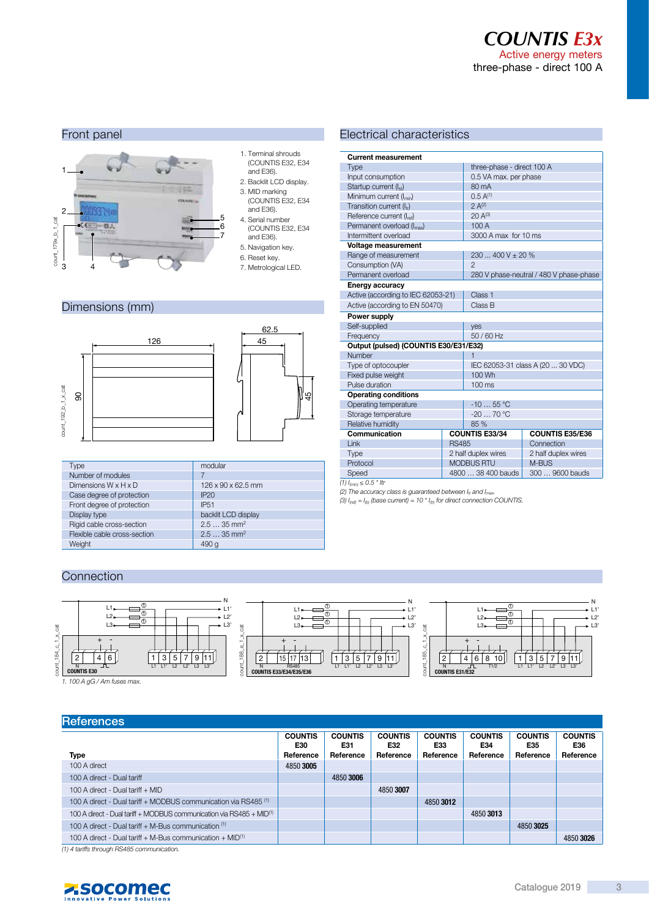# COUNTIS E3x

Active energy meters

three-phase - direct 100 A

## Front panel

1. Terminal shrouds (COUNTIS E32, E34 and E36).
2. Backlit LCD display.
3. MID marking (COUNTIS E32, E34 and E36).
4. Serial number (COUNTIS E32, E34 and E36).
5. Navigation key.
6. Reset key.
7. Metrological LED.

## Dimensions (mm)

126
90
62.5
45
45

| | |
|---|---|
| Type | modular |
| Number of modules | 7 |
| Dimensions W x H x D | 126 x 90 x 62.5 mm |
| Case degree of protection | IP20 |
| Front degree of protection | IP51 |
| Display type | backlit LCD display |
| Rigid cable cross-section | 2.5 … 35 mm² |
| Flexible cable cross-section | 2.5 … 35 mm² |
| Weight | 490 g |

## Electrical characteristics

| | | |
|---|---|---|
| **Current measurement** | | |
| Type | three-phase - direct 100 A | |
| Input consumption | 0.5 VA max. per phase | |
| Startup current ($I_{st}$) | 80 mA | |
| Minimum current ($I_{min}$) | 0.5 A[1] | |
| Transition current ($I_{tr}$) | 2 A[2] | |
| Reference current ($I_{ref}$) | 20 A[3] | |
| Permanent overload ($I_{max}$) | 100 A | |
| Intermittent overload | 3000 A max for 10 ms | |
| **Voltage measurement** | | |
| Range of measurement | 230 … 400 V ± 20 % | |
| Consumption (VA) | 2 | |
| Permanent overload | 280 V phase-neutral / 480 V phase-phase | |
| **Energy accuracy** | | |
| Active (according to IEC 62053-21) | Class 1 | |
| Active (according to EN 50470) | Class B | |
| **Power supply** | | |
| Self-supplied | yes | |
| Frequency | 50 / 60 Hz | |
| **Output (pulsed) (COUNTIS E30/E31/E32)** | | |
| Number | 1 | |
| Type of optocoupler | IEC 62053-31 class A (20 … 30 VDC) | |
| Fixed pulse weight | 100 Wh | |
| Pulse duration | 100 ms | |
| **Operating conditions** | | |
| Operating temperature | -10 … 55 °C | |
| Storage temperature | -20 … 70 °C | |
| Relative humidity | 85 % | |
| **Communication** | **COUNTIS E33/34** | **COUNTIS E35/E36** |
| Link | RS485 | Connection |
| Type | 2 half duplex wires | 2 half duplex wires |
| Protocol | MODBUS RTU | M-BUS |
| Speed | 4800 … 38 400 bauds | 300 … 9600 bauds |

*(1) $I_{(min)} \leq 0.5 * Itr$*

*(2) The accuracy class is guaranteed between $I_{tr}$ and $I_{max}$.*

*(3) $I_{(ref)} = I_{(b)}$ (base current) = 10 * $I_{(tr)}$ for direct connection COUNTIS.*

## Connection

N
L1 L2 L3
L1' L2' L3'
+ -
2 4 6
1 3 5 7 9 11
N
L1 L1' L2 L2' L3 L3'
COUNTIS E30

N
L1 L2 L3
L1' L2' L3'
+ -
2 15 17 13
1 3 5 7 9 11
N RS485
L1 L1' L2 L2' L3 L3'
COUNTIS E33/E34/E35/E36

N
L1 L2 L3
L1' L2' L3'
+ -
2 4 6 8 10
1 3 5 7 9 11
N T1/2
L1 L1' L2 L2' L3 L3'
COUNTIS E31/E32

*1. 100 A gG / Am fuses max.*

## References

| Type | COUNTIS E30 Reference | COUNTIS E31 Reference | COUNTIS E32 Reference | COUNTIS E33 Reference | COUNTIS E34 Reference | COUNTIS E35 Reference | COUNTIS E36 Reference |
|---|---|---|---|---|---|---|---|
| 100 A direct | 4850 **3005** | | | | | | |
| 100 A direct - Dual tariff | | 4850 **3006** | | | | | |
| 100 A direct - Dual tariff + MID | | | 4850 **3007** | | | | |
| 100 A direct - Dual tariff + MODBUS communication via RS485 [1] | | | | 4850 **3012** | | | |
| 100 A direct - Dual tariff + MODBUS communication via RS485 + MID[1] | | | | | 4850 **3013** | | |
| 100 A direct - Dual tariff + M-Bus communication [1] | | | | | | 4850 **3025** | |
| 100 A direct - Dual tariff + M-Bus communication + MID[1] | | | | | | | 4850 **3026** |

*(1) 4 tariffs through RS485 communication.*